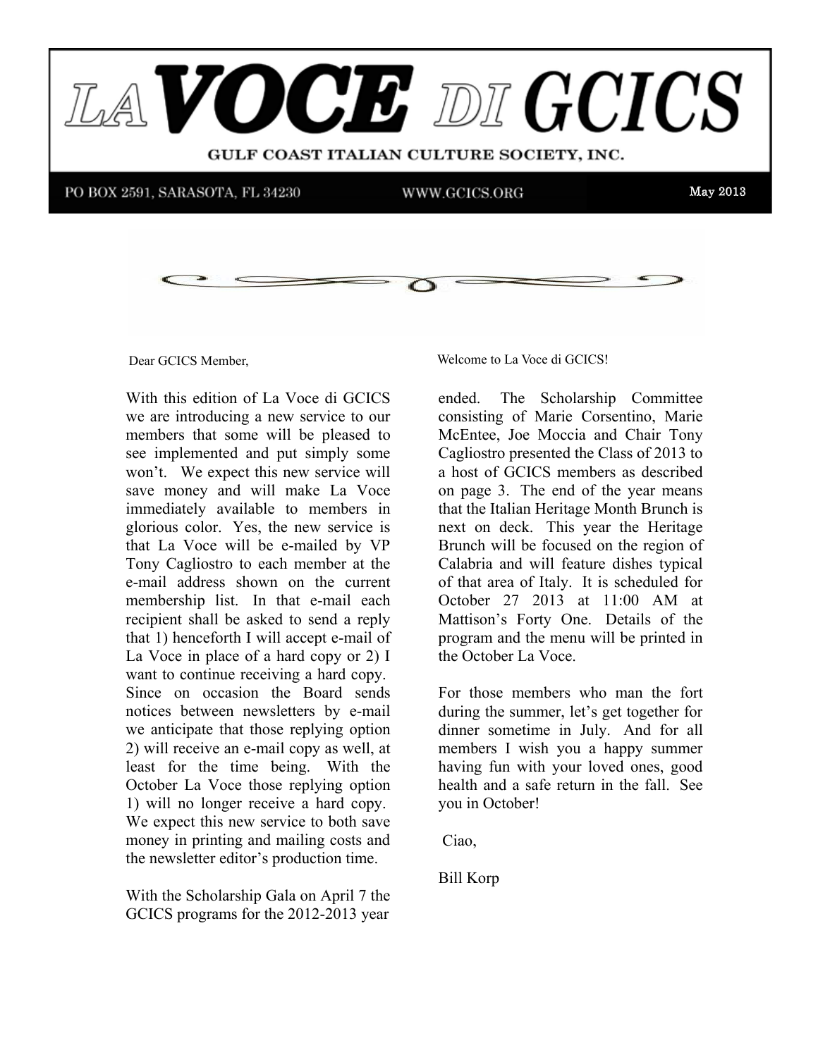# LA VOCE DI GCICS

**GULF COAST ITALIAN CULTURE SOCIETY, INC.**

PO BOX 2591, SARASOTA, FL 34230 | WWW.GCICS.ORG | May 2013

Dear GCICS Member,

Welcome to La Voce di GCICS!

With this edition of La Voce di GCICS we are introducing a new service to our members that some will be pleased to see implemented and put simply some won't. We expect this new service will save money and will make La Voce immediately available to members in glorious color. Yes, the new service is that La Voce will be e-mailed by VP Tony Cagliostro to each member at the e-mail address shown on the current membership list. In that e-mail each recipient shall be asked to send a reply that 1) henceforth I will accept e-mail of La Voce in place of a hard copy or 2) I want to continue receiving a hard copy. Since on occasion the Board sends notices between newsletters by e-mail we anticipate that those replying option 2) will receive an e-mail copy as well, at least for the time being. With the October La Voce those replying option 1) will no longer receive a hard copy. We expect this new service to both save money in printing and mailing costs and the newsletter editor's production time.

With the Scholarship Gala on April 7 the GCICS programs for the 2012-2013 year ended. The Scholarship Committee consisting of Marie Corsentino, Marie McEntee, Joe Moccia and Chair Tony Cagliostro presented the Class of 2013 to a host of GCICS members as described on page 3. The end of the year means that the Italian Heritage Month Brunch is next on deck. This year the Heritage Brunch will be focused on the region of Calabria and will feature dishes typical of that area of Italy. It is scheduled for October 27 2013 at 11:00 AM at Mattison's Forty One. Details of the program and the menu will be printed in the October La Voce.

For those members who man the fort during the summer, let's get together for dinner sometime in July. And for all members I wish you a happy summer having fun with your loved ones, good health and a safe return in the fall. See you in October!

Ciao,

Bill Korp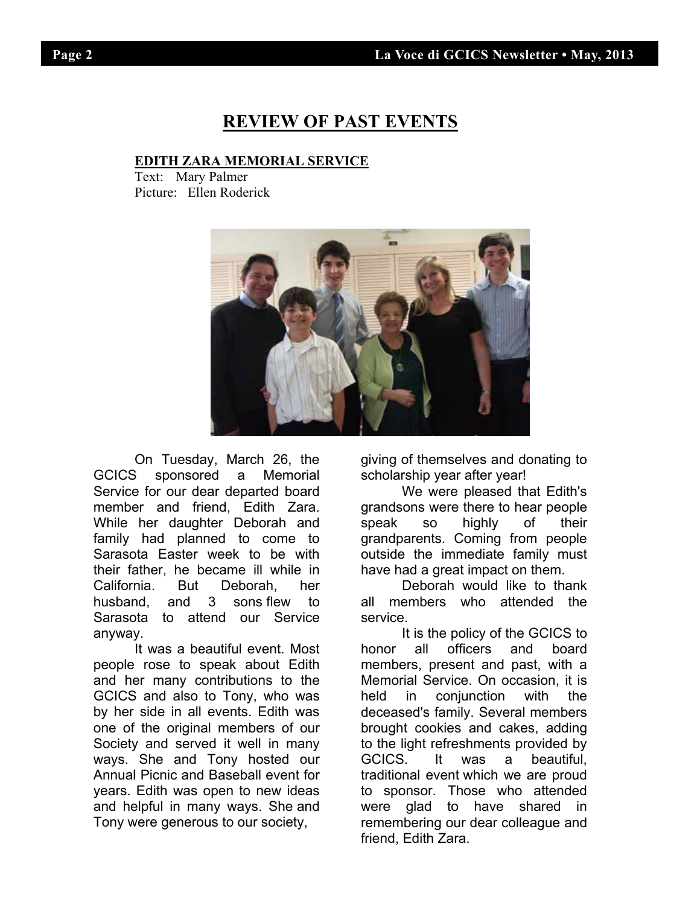# REVIEW OF PAST EVENTS

## EDITH ZARA MEMORIAL SERVICE

Text: Mary Palmer
Picture: Ellen Roderick

On Tuesday, March 26, the GCICS sponsored a Memorial Service for our dear departed board member and friend, Edith Zara. While her daughter Deborah and family had planned to come to Sarasota Easter week to be with their father, he became ill while in California. But Deborah, her husband, and 3 sons flew to Sarasota to attend our Service anyway.

It was a beautiful event. Most people rose to speak about Edith and her many contributions to the GCICS and also to Tony, who was by her side in all events. Edith was one of the original members of our Society and served it well in many ways. She and Tony hosted our Annual Picnic and Baseball event for years. Edith was open to new ideas and helpful in many ways. She and Tony were generous to our society, giving of themselves and donating to scholarship year after year!

We were pleased that Edith's grandsons were there to hear people speak so highly of their grandparents. Coming from people outside the immediate family must have had a great impact on them.

Deborah would like to thank all members who attended the service.

It is the policy of the GCICS to honor all officers and board members, present and past, with a Memorial Service. On occasion, it is held in conjunction with the deceased's family. Several members brought cookies and cakes, adding to the light refreshments provided by GCICS. It was a beautiful, traditional event which we are proud to sponsor. Those who attended were glad to have shared in remembering our dear colleague and friend, Edith Zara.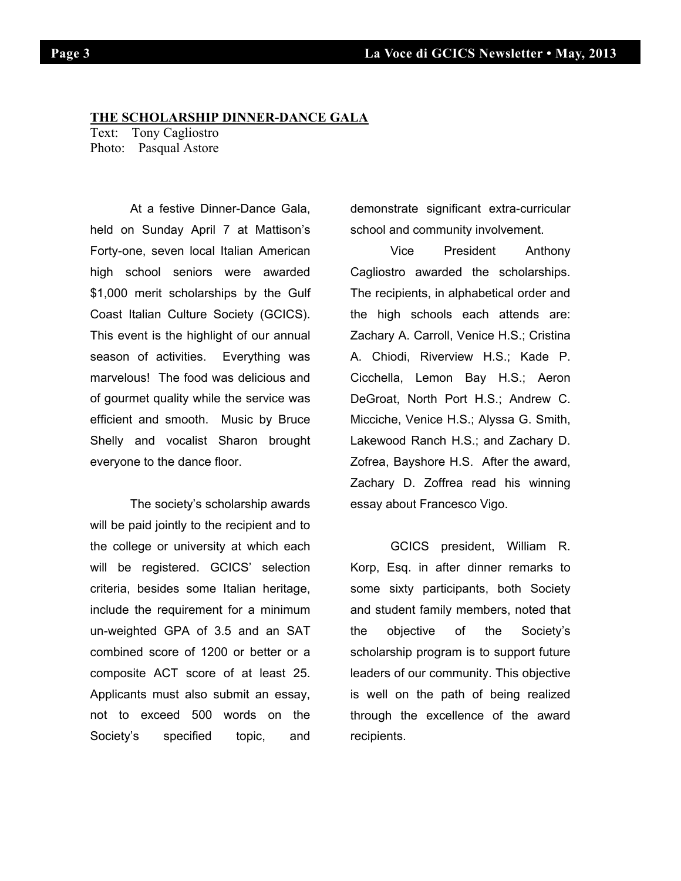## THE SCHOLARSHIP DINNER-DANCE GALA

Text: Tony Cagliostro
Photo: Pasqual Astore

At a festive Dinner-Dance Gala, held on Sunday April 7 at Mattison's Forty-one, seven local Italian American high school seniors were awarded $1,000 merit scholarships by the Gulf Coast Italian Culture Society (GCICS). This event is the highlight of our annual season of activities. Everything was marvelous! The food was delicious and of gourmet quality while the service was efficient and smooth. Music by Bruce Shelly and vocalist Sharon brought everyone to the dance floor.

The society's scholarship awards will be paid jointly to the recipient and to the college or university at which each will be registered. GCICS' selection criteria, besides some Italian heritage, include the requirement for a minimum un-weighted GPA of 3.5 and an SAT combined score of 1200 or better or a composite ACT score of at least 25. Applicants must also submit an essay, not to exceed 500 words on the Society's specified topic, and demonstrate significant extra-curricular school and community involvement.

Vice President Anthony Cagliostro awarded the scholarships. The recipients, in alphabetical order and the high schools each attends are: Zachary A. Carroll, Venice H.S.; Cristina A. Chiodi, Riverview H.S.; Kade P. Cicchella, Lemon Bay H.S.; Aeron DeGroat, North Port H.S.; Andrew C. Micciche, Venice H.S.; Alyssa G. Smith, Lakewood Ranch H.S.; and Zachary D. Zofrea, Bayshore H.S. After the award, Zachary D. Zoffrea read his winning essay about Francesco Vigo.

GCICS president, William R. Korp, Esq. in after dinner remarks to some sixty participants, both Society and student family members, noted that the objective of the Society's scholarship program is to support future leaders of our community. This objective is well on the path of being realized through the excellence of the award recipients.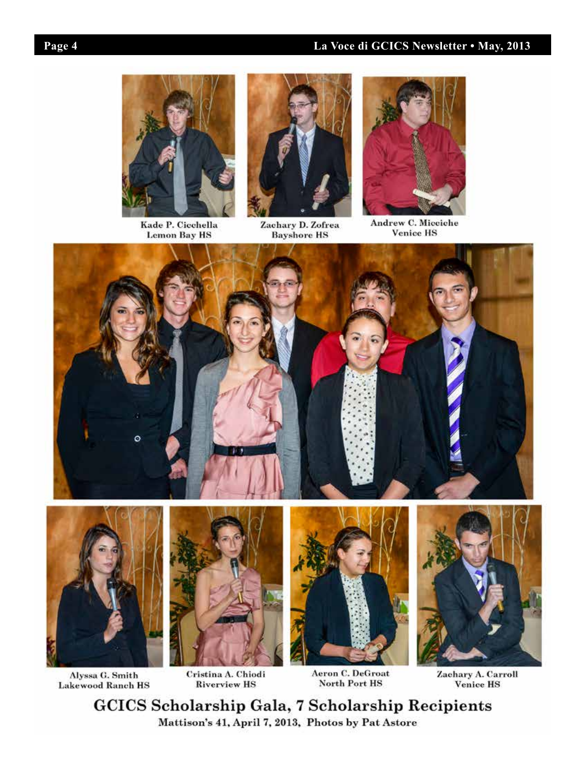Kade P. Cicchella
Lemon Bay HS

Zachary D. Zofrea
Bayshore HS

Andrew C. Micciche
Venice HS

Alyssa G. Smith
Lakewood Ranch HS

Cristina A. Chiodi
Riverview HS

Aeron C. DeGroat
North Port HS

Zachary A. Carroll
Venice HS

## GCICS Scholarship Gala, 7 Scholarship Recipients

Mattison's 41, April 7, 2013, Photos by Pat Astore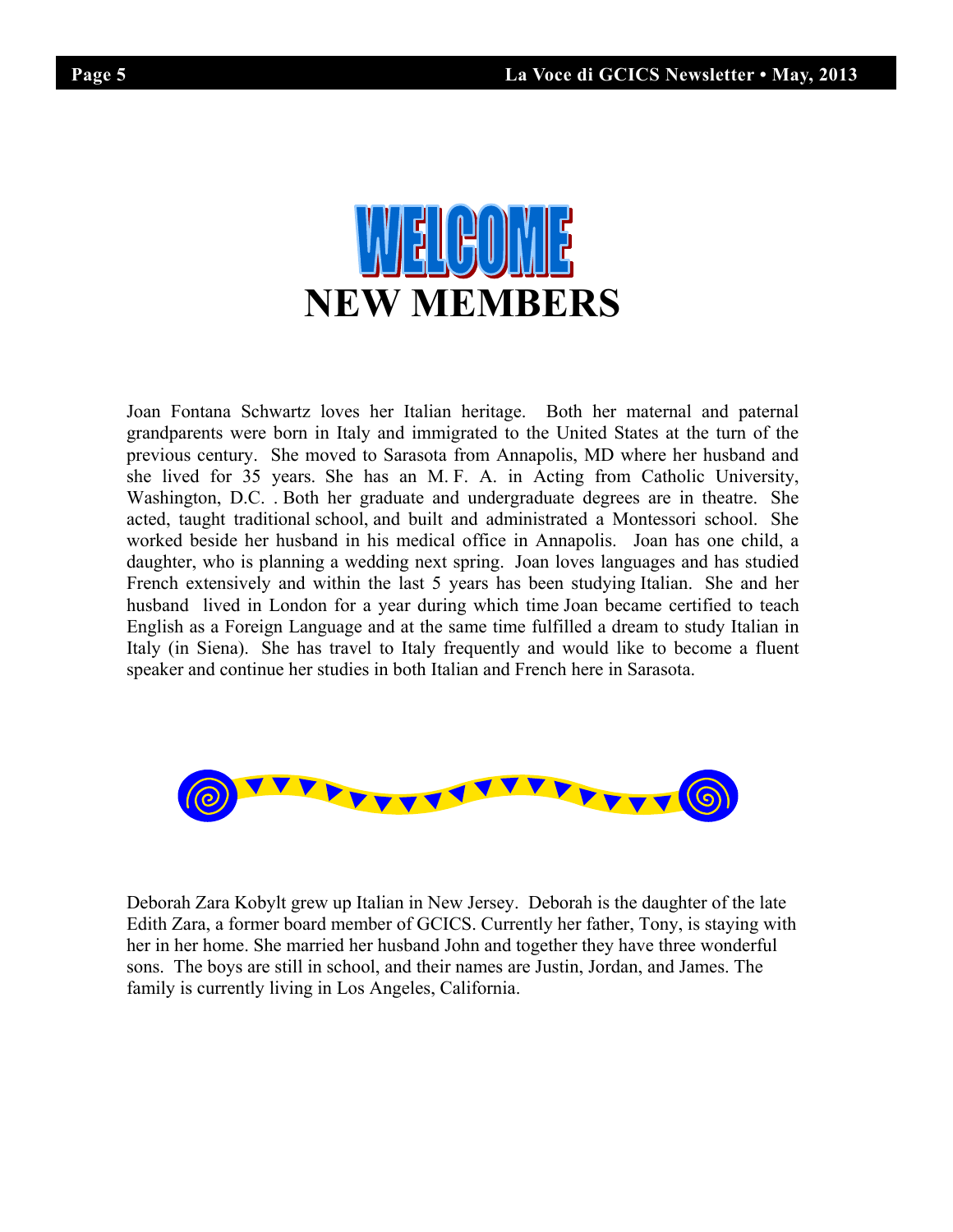# WELCOME

# NEW MEMBERS

Joan Fontana Schwartz loves her Italian heritage. Both her maternal and paternal grandparents were born in Italy and immigrated to the United States at the turn of the previous century. She moved to Sarasota from Annapolis, MD where her husband and she lived for 35 years. She has an M. F. A. in Acting from Catholic University, Washington, D.C. . Both her graduate and undergraduate degrees are in theatre. She acted, taught traditional school, and built and administrated a Montessori school. She worked beside her husband in his medical office in Annapolis. Joan has one child, a daughter, who is planning a wedding next spring. Joan loves languages and has studied French extensively and within the last 5 years has been studying Italian. She and her husband lived in London for a year during which time Joan became certified to teach English as a Foreign Language and at the same time fulfilled a dream to study Italian in Italy (in Siena). She has travel to Italy frequently and would like to become a fluent speaker and continue her studies in both Italian and French here in Sarasota.

Deborah Zara Kobylt grew up Italian in New Jersey. Deborah is the daughter of the late Edith Zara, a former board member of GCICS. Currently her father, Tony, is staying with her in her home. She married her husband John and together they have three wonderful sons. The boys are still in school, and their names are Justin, Jordan, and James. The family is currently living in Los Angeles, California.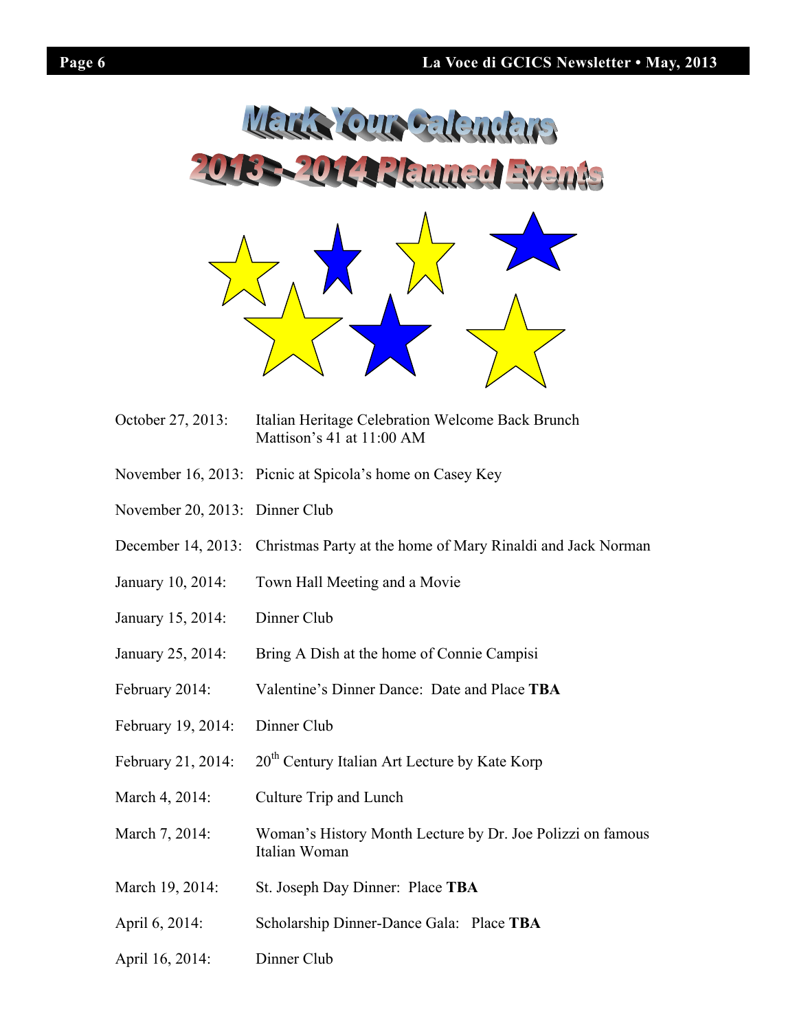# Mark Your Calendars

## 2013 - 2014 Planned Events

| | |
|---|---|
| October 27, 2013: | Italian Heritage Celebration Welcome Back Brunch Mattison's 41 at 11:00 AM |
| November 16, 2013: | Picnic at Spicola's home on Casey Key |
| November 20, 2013: | Dinner Club |
| December 14, 2013: | Christmas Party at the home of Mary Rinaldi and Jack Norman |
| January 10, 2014: | Town Hall Meeting and a Movie |
| January 15, 2014: | Dinner Club |
| January 25, 2014: | Bring A Dish at the home of Connie Campisi |
| February 2014: | Valentine's Dinner Dance: Date and Place **TBA** |
| February 19, 2014: | Dinner Club |
| February 21, 2014: | 20th Century Italian Art Lecture by Kate Korp |
| March 4, 2014: | Culture Trip and Lunch |
| March 7, 2014: | Woman's History Month Lecture by Dr. Joe Polizzi on famous Italian Woman |
| March 19, 2014: | St. Joseph Day Dinner: Place **TBA** |
| April 6, 2014: | Scholarship Dinner-Dance Gala: Place **TBA** |
| April 16, 2014: | Dinner Club |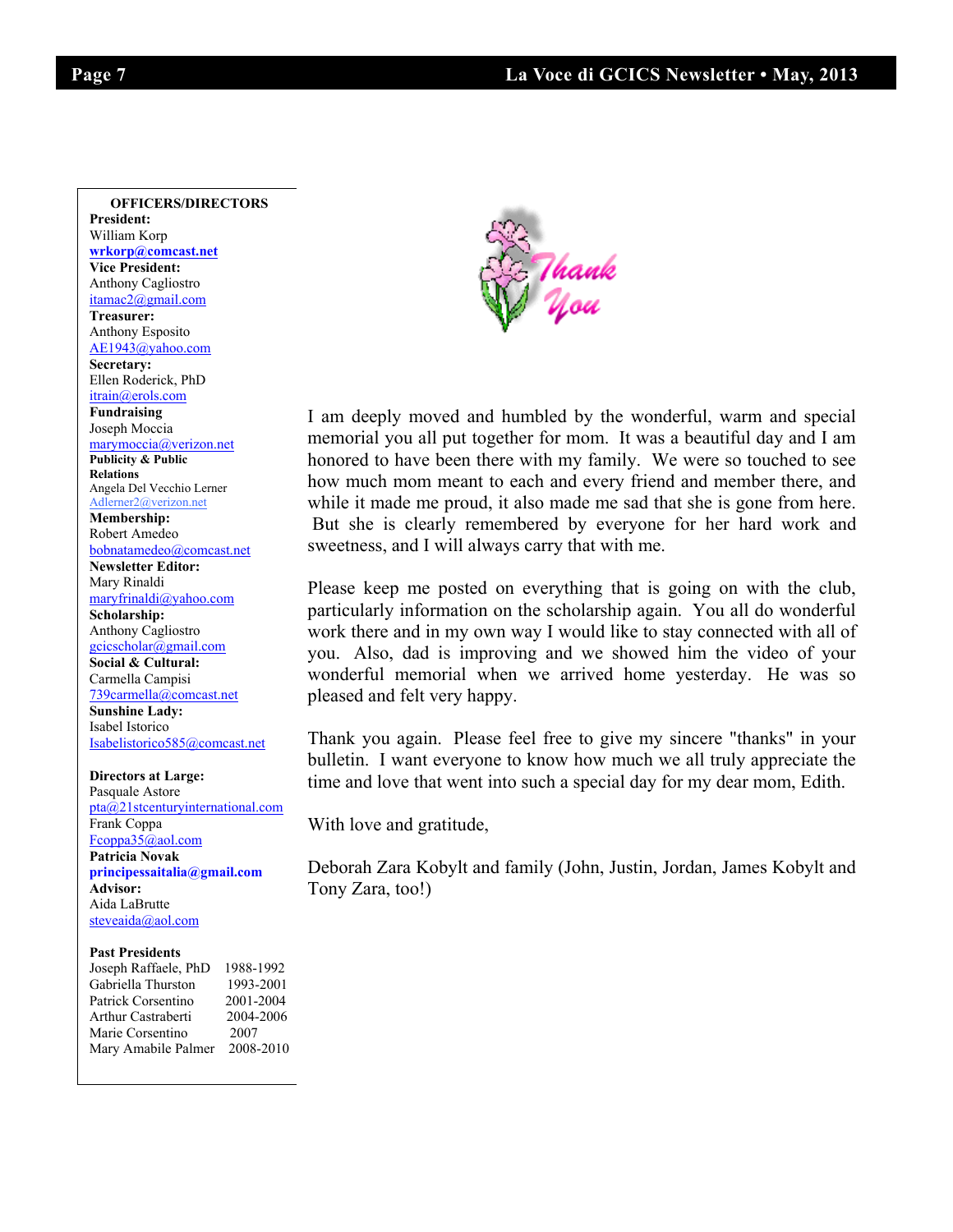## OFFICERS/DIRECTORS

**President:**
William Korp
**wrkorp@comcast.net**

**Vice President:**
Anthony Cagliostro
itamac2@gmail.com

**Treasurer:**
Anthony Esposito
AE1943@yahoo.com

**Secretary:**
Ellen Roderick, PhD
itrain@erols.com

**Fundraising**
Joseph Moccia
marymoccia@verizon.net

**Publicity & Public Relations**
Angela Del Vecchio Lerner
Adlerner2@verizon.net

**Membership:**
Robert Amedeo
bobnatamedeo@comcast.net

**Newsletter Editor:**
Mary Rinaldi
maryfrinaldi@yahoo.com

**Scholarship:**
Anthony Cagliostro
gcicscholar@gmail.com

**Social & Cultural:**
Carmella Campisi
739carmella@comcast.net

**Sunshine Lady:**
Isabel Istorico
Isabelistorico585@comcast.net

**Directors at Large:**
Pasquale Astore
pta@21stcenturyinternational.com
Frank Coppa
Fcoppa35@aol.com
**Patricia Novak**
**principessaitalia@gmail.com**

**Advisor:**
Aida LaBrutte
steveaida@aol.com

**Past Presidents**

| | |
|---|---|
| Joseph Raffaele, PhD | 1988-1992 |
| Gabriella Thurston | 1993-2001 |
| Patrick Corsentino | 2001-2004 |
| Arthur Castraberti | 2004-2006 |
| Marie Corsentino | 2007 |
| Mary Amabile Palmer | 2008-2010 |

Thank You

I am deeply moved and humbled by the wonderful, warm and special memorial you all put together for mom. It was a beautiful day and I am honored to have been there with my family. We were so touched to see how much mom meant to each and every friend and member there, and while it made me proud, it also made me sad that she is gone from here. But she is clearly remembered by everyone for her hard work and sweetness, and I will always carry that with me.

Please keep me posted on everything that is going on with the club, particularly information on the scholarship again. You all do wonderful work there and in my own way I would like to stay connected with all of you. Also, dad is improving and we showed him the video of your wonderful memorial when we arrived home yesterday. He was so pleased and felt very happy.

Thank you again. Please feel free to give my sincere "thanks" in your bulletin. I want everyone to know how much we all truly appreciate the time and love that went into such a special day for my dear mom, Edith.

With love and gratitude,

Deborah Zara Kobylt and family (John, Justin, Jordan, James Kobylt and Tony Zara, too!)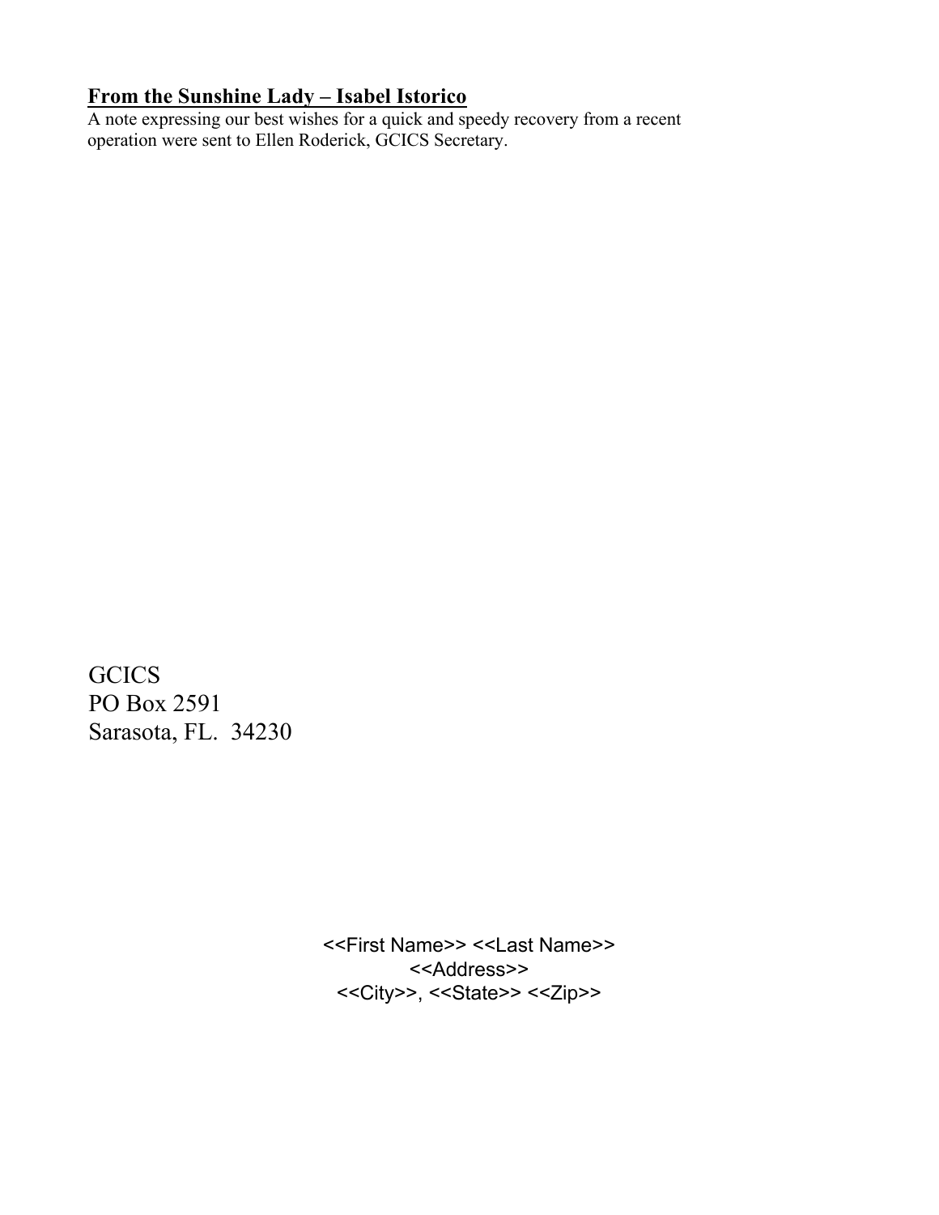**<u>From the Sunshine Lady – Isabel Istorico</u>**

A note expressing our best wishes for a quick and speedy recovery from a recent operation were sent to Ellen Roderick, GCICS Secretary.

GCICS
PO Box 2591
Sarasota, FL.  34230

<<First Name>> <<Last Name>>
<<Address>>
<<City>>, <<State>> <<Zip>>